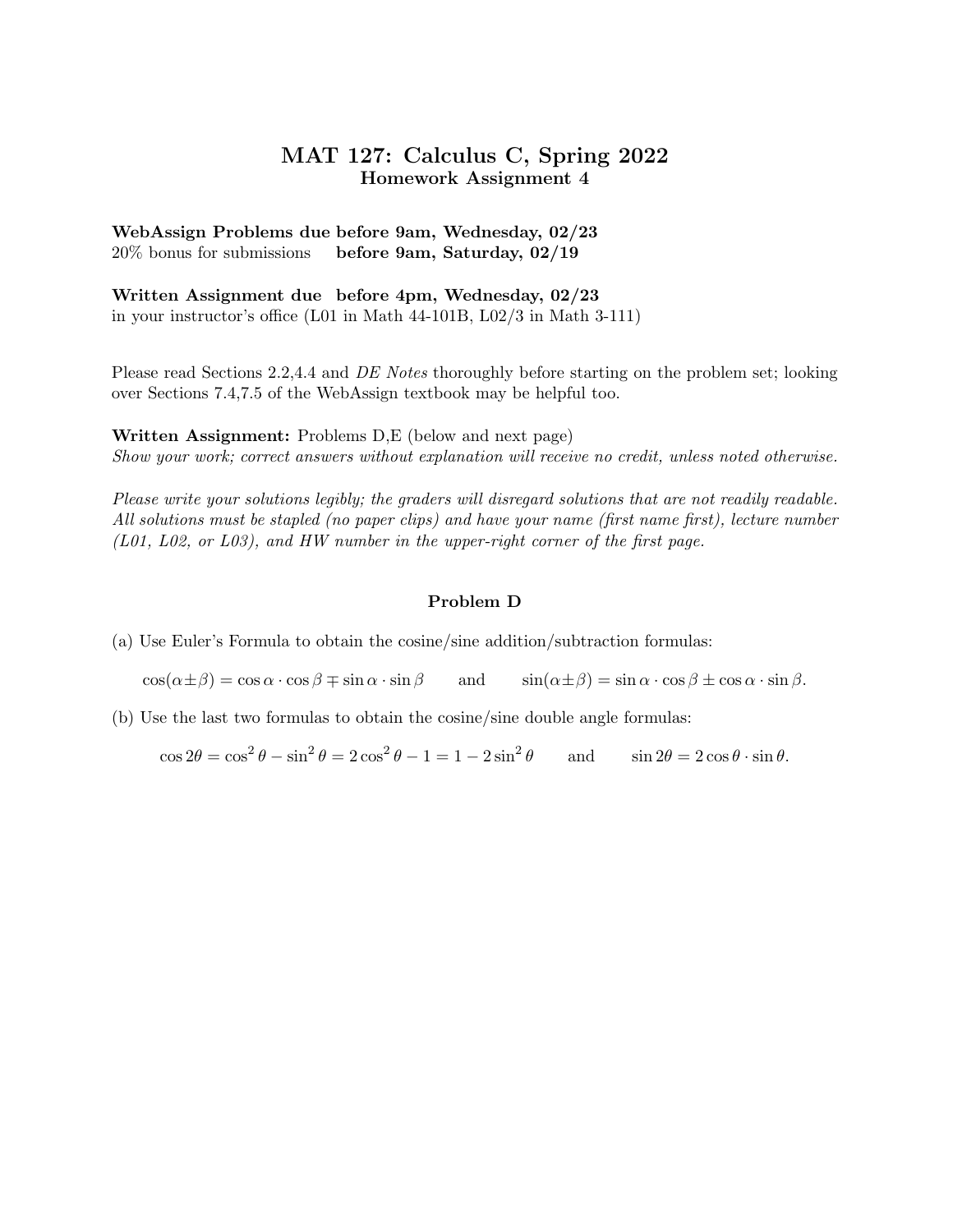# MAT 127: Calculus C, Spring 2022

## Homework Assignment 4

**WebAssign Problems due before 9am, Wednesday, 02/23**
20% bonus for submissions **before 9am, Saturday, 02/19**

**Written Assignment due before 4pm, Wednesday, 02/23**
in your instructor's office (L01 in Math 44-101B, L02/3 in Math 3-111)

Please read Sections 2.2,4.4 and *DE Notes* thoroughly before starting on the problem set; looking over Sections 7.4,7.5 of the WebAssign textbook may be helpful too.

**Written Assignment:** Problems D,E (below and next page)
*Show your work; correct answers without explanation will receive no credit, unless noted otherwise.*

*Please write your solutions legibly; the graders will disregard solutions that are not readily readable. All solutions must be stapled (no paper clips) and have your name (first name first), lecture number (L01, L02, or L03), and HW number in the upper-right corner of the first page.*

### Problem D

(a) Use Euler's Formula to obtain the cosine/sine addition/subtraction formulas:

$$\cos(\alpha\pm\beta) = \cos\alpha\cdot\cos\beta \mp \sin\alpha\cdot\sin\beta \qquad \text{and} \qquad \sin(\alpha\pm\beta) = \sin\alpha\cdot\cos\beta \pm \cos\alpha\cdot\sin\beta.$$

(b) Use the last two formulas to obtain the cosine/sine double angle formulas:

$$\cos 2\theta = \cos^2\theta - \sin^2\theta = 2\cos^2\theta - 1 = 1 - 2\sin^2\theta \qquad \text{and} \qquad \sin 2\theta = 2\cos\theta\cdot\sin\theta.$$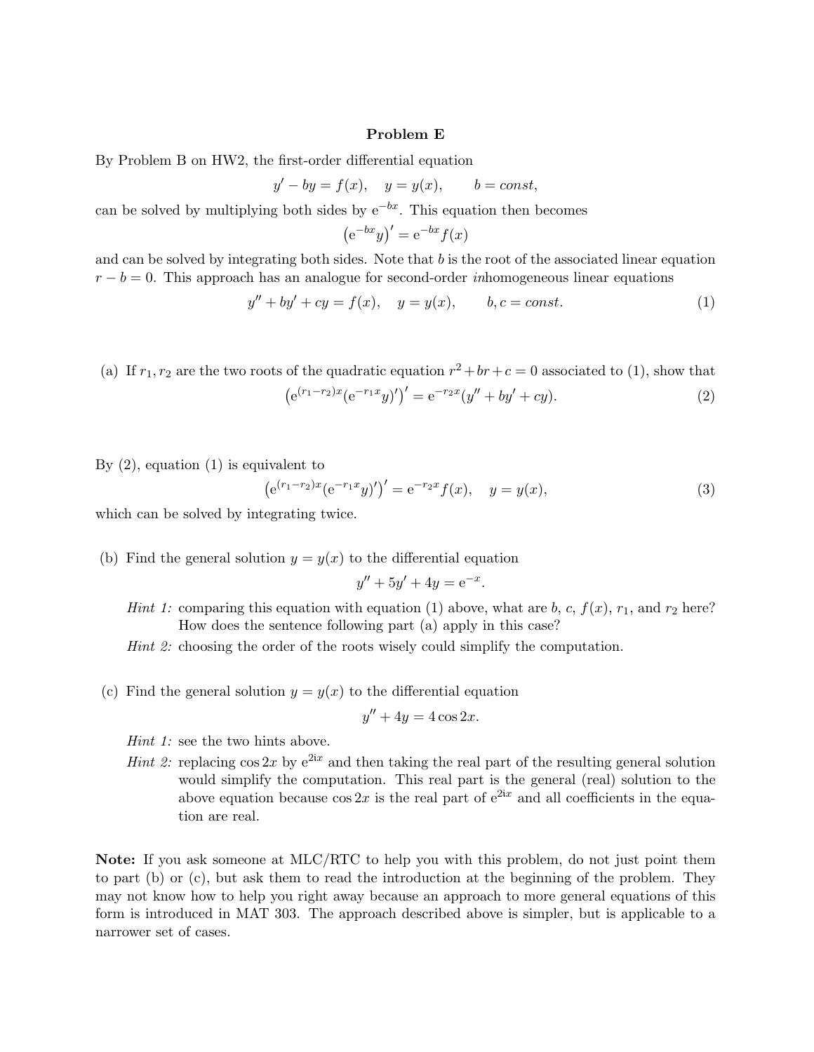## Problem E

By Problem B on HW2, the first-order differential equation

$$y' - by = f(x), \quad y = y(x), \qquad b = const,$$

can be solved by multiplying both sides by $e^{-bx}$. This equation then becomes

$$\big(e^{-bx}y\big)' = e^{-bx}f(x)$$

and can be solved by integrating both sides. Note that $b$ is the root of the associated linear equation $r - b = 0$. This approach has an analogue for second-order *in*homogeneous linear equations

$$y'' + by' + cy = f(x), \quad y = y(x), \qquad b, c = const. \tag{1}$$

(a) If $r_1, r_2$ are the two roots of the quadratic equation $r^2 + br + c = 0$ associated to (1), show that

$$\big(e^{(r_1-r_2)x}(e^{-r_1x}y)'\big)' = e^{-r_2x}(y'' + by' + cy). \tag{2}$$

By (2), equation (1) is equivalent to

$$\big(e^{(r_1-r_2)x}(e^{-r_1x}y)'\big)' = e^{-r_2x}f(x), \quad y = y(x), \tag{3}$$

which can be solved by integrating twice.

(b) Find the general solution $y = y(x)$ to the differential equation

$$y'' + 5y' + 4y = e^{-x}.$$

*Hint 1:* comparing this equation with equation (1) above, what are $b$, $c$, $f(x)$, $r_1$, and $r_2$ here? How does the sentence following part (a) apply in this case?

*Hint 2:* choosing the order of the roots wisely could simplify the computation.

(c) Find the general solution $y = y(x)$ to the differential equation

$$y'' + 4y = 4\cos 2x.$$

*Hint 1:* see the two hints above.

*Hint 2:* replacing $\cos 2x$ by $e^{2ix}$ and then taking the real part of the resulting general solution would simplify the computation. This real part is the general (real) solution to the above equation because $\cos 2x$ is the real part of $e^{2ix}$ and all coefficients in the equation are real.

**Note:** If you ask someone at MLC/RTC to help you with this problem, do not just point them to part (b) or (c), but ask them to read the introduction at the beginning of the problem. They may not know how to help you right away because an approach to more general equations of this form is introduced in MAT 303. The approach described above is simpler, but is applicable to a narrower set of cases.